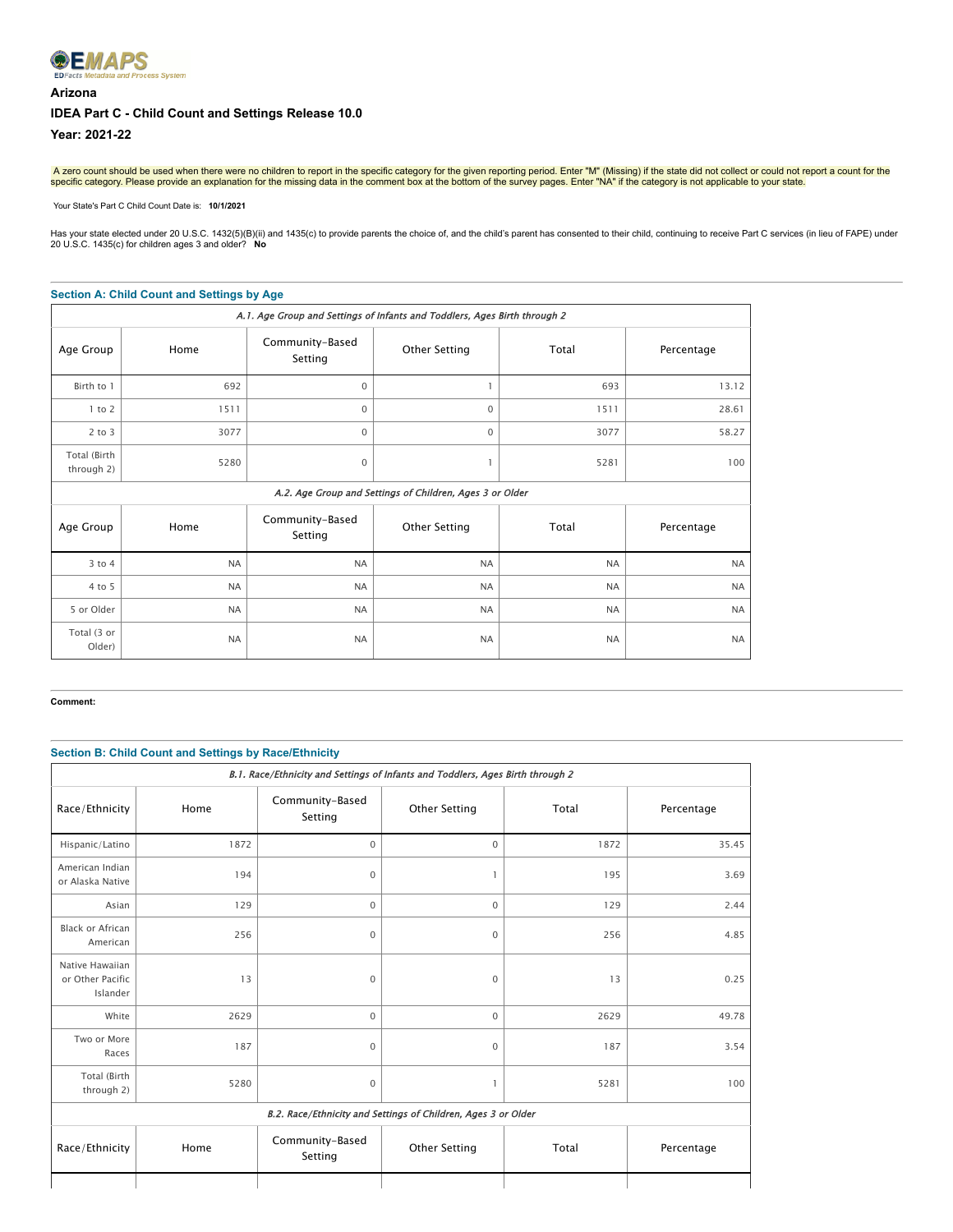EMAPS
EDFacts Metadata and Process System

**Arizona**

**IDEA Part C - Child Count and Settings Release 10.0**

**Year: 2021-22**

A zero count should be used when there were no children to report in the specific category for the given reporting period. Enter "M" (Missing) if the state did not collect or could not report a count for the specific category. Please provide an explanation for the missing data in the comment box at the bottom of the survey pages. Enter "NA" if the category is not applicable to your state.

Your State's Part C Child Count Date is: **10/1/2021**

Has your state elected under 20 U.S.C. 1432(5)(B)(ii) and 1435(c) to provide parents the choice of, and the child's parent has consented to their child, continuing to receive Part C services (in lieu of FAPE) under 20 U.S.C. 1435(c) for children ages 3 and older? **No**

## Section A: Child Count and Settings by Age

*A.1. Age Group and Settings of Infants and Toddlers, Ages Birth through 2*

| Age Group | Home | Community-Based Setting | Other Setting | Total | Percentage |
|---|---|---|---|---|---|
| Birth to 1 | 692 | 0 | 1 | 693 | 13.12 |
| 1 to 2 | 1511 | 0 | 0 | 1511 | 28.61 |
| 2 to 3 | 3077 | 0 | 0 | 3077 | 58.27 |
| Total (Birth through 2) | 5280 | 0 | 1 | 5281 | 100 |

*A.2. Age Group and Settings of Children, Ages 3 or Older*

| Age Group | Home | Community-Based Setting | Other Setting | Total | Percentage |
|---|---|---|---|---|---|
| 3 to 4 | NA | NA | NA | NA | NA |
| 4 to 5 | NA | NA | NA | NA | NA |
| 5 or Older | NA | NA | NA | NA | NA |
| Total (3 or Older) | NA | NA | NA | NA | NA |

**Comment:**

## Section B: Child Count and Settings by Race/Ethnicity

*B.1. Race/Ethnicity and Settings of Infants and Toddlers, Ages Birth through 2*

| Race/Ethnicity | Home | Community-Based Setting | Other Setting | Total | Percentage |
|---|---|---|---|---|---|
| Hispanic/Latino | 1872 | 0 | 0 | 1872 | 35.45 |
| American Indian or Alaska Native | 194 | 0 | 1 | 195 | 3.69 |
| Asian | 129 | 0 | 0 | 129 | 2.44 |
| Black or African American | 256 | 0 | 0 | 256 | 4.85 |
| Native Hawaiian or Other Pacific Islander | 13 | 0 | 0 | 13 | 0.25 |
| White | 2629 | 0 | 0 | 2629 | 49.78 |
| Two or More Races | 187 | 0 | 0 | 187 | 3.54 |
| Total (Birth through 2) | 5280 | 0 | 1 | 5281 | 100 |

*B.2. Race/Ethnicity and Settings of Children, Ages 3 or Older*

| Race/Ethnicity | Home | Community-Based Setting | Other Setting | Total | Percentage |
|---|---|---|---|---|---|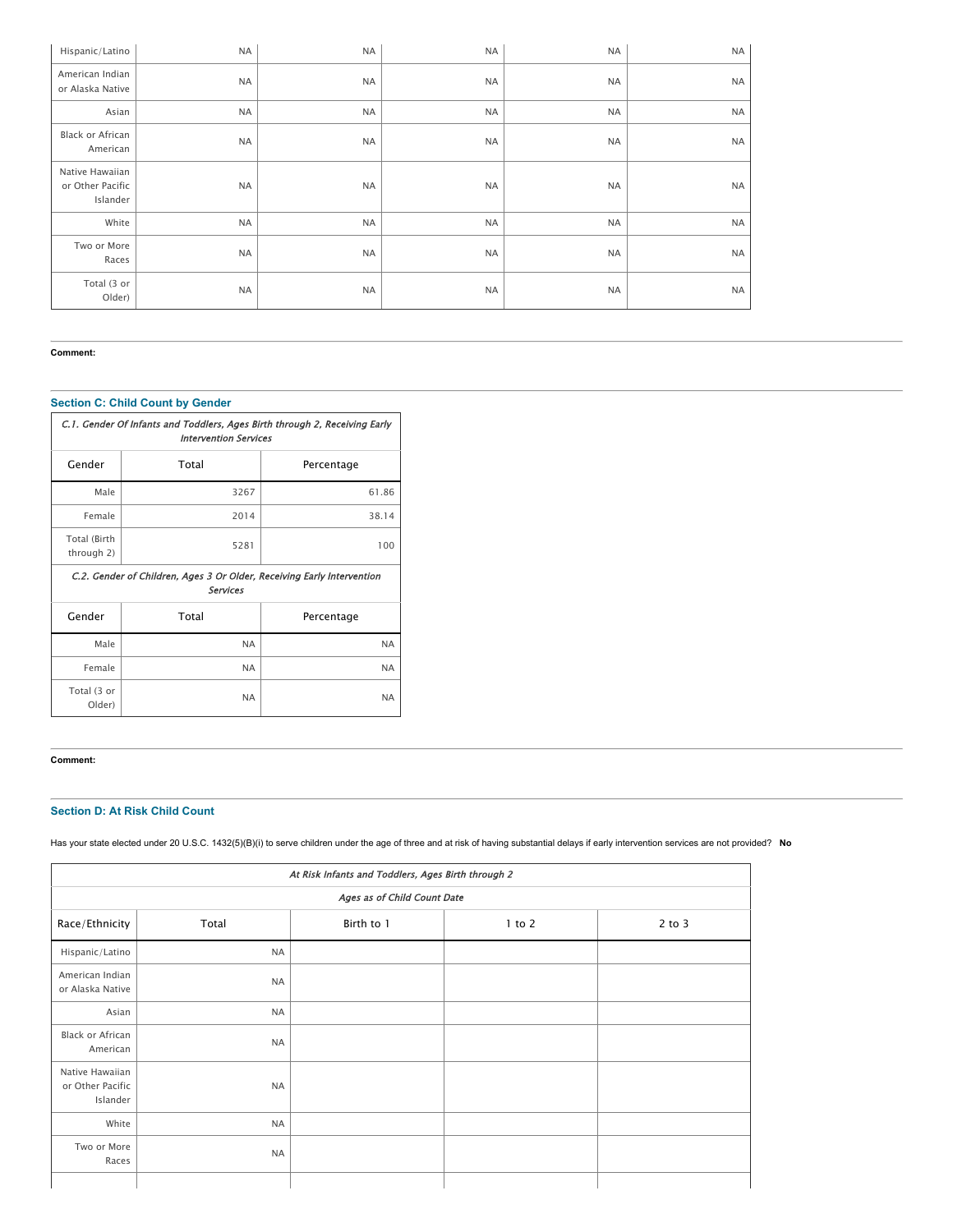| Hispanic/Latino | NA | NA | NA | NA | NA |
|---|---|---|---|---|---|
| American Indian or Alaska Native | NA | NA | NA | NA | NA |
| Asian | NA | NA | NA | NA | NA |
| Black or African American | NA | NA | NA | NA | NA |
| Native Hawaiian or Other Pacific Islander | NA | NA | NA | NA | NA |
| White | NA | NA | NA | NA | NA |
| Two or More Races | NA | NA | NA | NA | NA |
| Total (3 or Older) | NA | NA | NA | NA | NA |

**Comment:**

### Section C: Child Count by Gender

| *C.1. Gender Of Infants and Toddlers, Ages Birth through 2, Receiving Early Intervention Services* | | |
|---|---|---|
| Gender | Total | Percentage |
| Male | 3267 | 61.86 |
| Female | 2014 | 38.14 |
| Total (Birth through 2) | 5281 | 100 |
| *C.2. Gender of Children, Ages 3 Or Older, Receiving Early Intervention Services* | | |
| Gender | Total | Percentage |
| Male | NA | NA |
| Female | NA | NA |
| Total (3 or Older) | NA | NA |

**Comment:**

### Section D: At Risk Child Count

Has your state elected under 20 U.S.C. 1432(5)(B)(i) to serve children under the age of three and at risk of having substantial delays if early intervention services are not provided? **No**

| *At Risk Infants and Toddlers, Ages Birth through 2* | | | | |
|---|---|---|---|---|
| | | *Ages as of Child Count Date* | | |
| Race/Ethnicity | Total | Birth to 1 | 1 to 2 | 2 to 3 |
| Hispanic/Latino | NA | | | |
| American Indian or Alaska Native | NA | | | |
| Asian | NA | | | |
| Black or African American | NA | | | |
| Native Hawaiian or Other Pacific Islander | NA | | | |
| White | NA | | | |
| Two or More Races | NA | | | |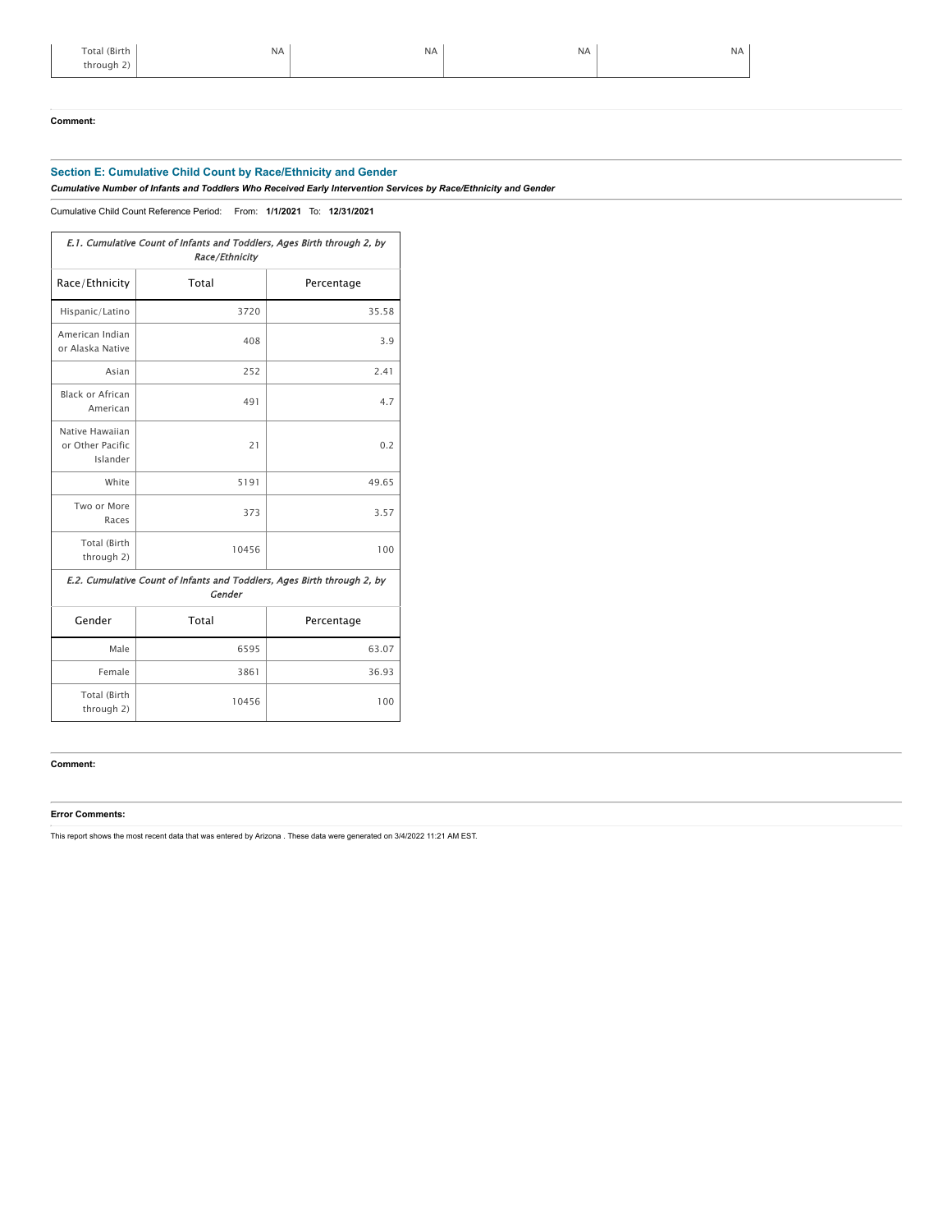| | | | | |
|---|---|---|---|---|
| Total (Birth through 2) | NA | NA | NA | NA |

**Comment:**

### Section E: Cumulative Child Count by Race/Ethnicity and Gender

***Cumulative Number of Infants and Toddlers Who Received Early Intervention Services by Race/Ethnicity and Gender***

Cumulative Child Count Reference Period: From: **1/1/2021** To: **12/31/2021**

*E.1. Cumulative Count of Infants and Toddlers, Ages Birth through 2, by Race/Ethnicity*

| Race/Ethnicity | Total | Percentage |
|---|---|---|
| Hispanic/Latino | 3720 | 35.58 |
| American Indian or Alaska Native | 408 | 3.9 |
| Asian | 252 | 2.41 |
| Black or African American | 491 | 4.7 |
| Native Hawaiian or Other Pacific Islander | 21 | 0.2 |
| White | 5191 | 49.65 |
| Two or More Races | 373 | 3.57 |
| Total (Birth through 2) | 10456 | 100 |

*E.2. Cumulative Count of Infants and Toddlers, Ages Birth through 2, by Gender*

| Gender | Total | Percentage |
|---|---|---|
| Male | 6595 | 63.07 |
| Female | 3861 | 36.93 |
| Total (Birth through 2) | 10456 | 100 |

**Comment:**

**Error Comments:**

This report shows the most recent data that was entered by Arizona . These data were generated on 3/4/2022 11:21 AM EST.